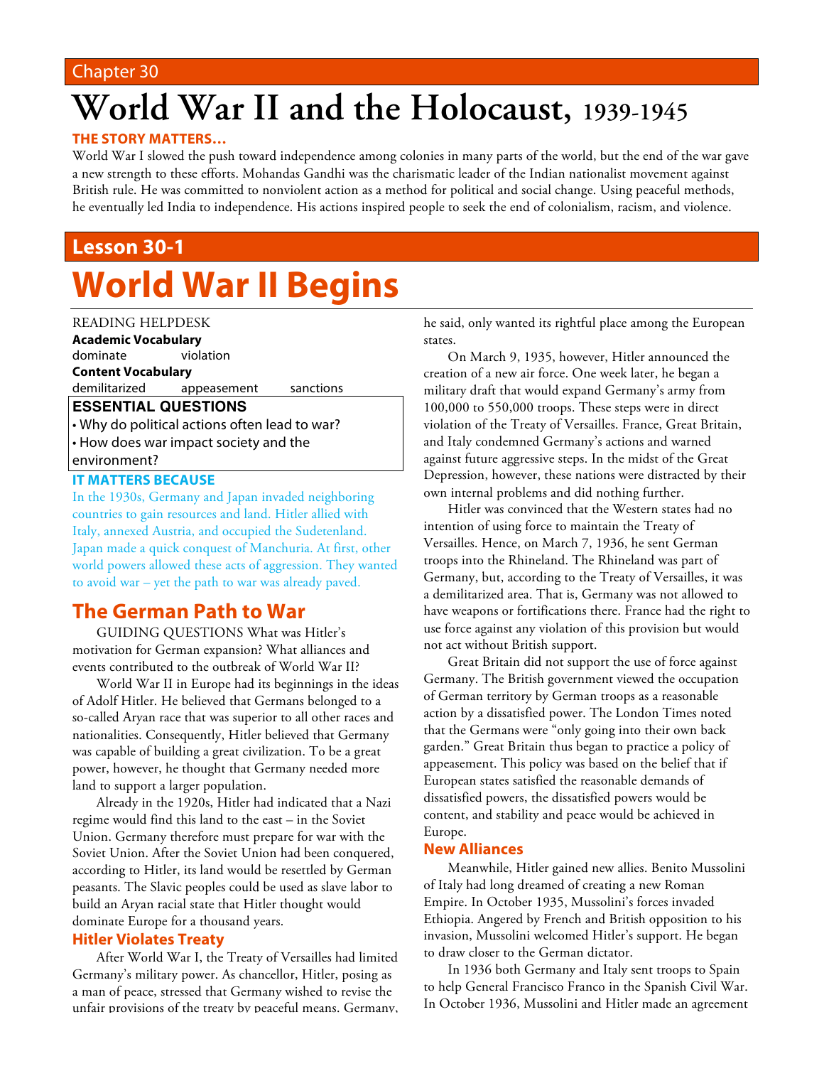Chapter 30

# World War II and the Holocaust, 1939-1945

**THE STORY MATTERS…**

World War I slowed the push toward independence among colonies in many parts of the world, but the end of the war gave a new strength to these efforts. Mohandas Gandhi was the charismatic leader of the Indian nationalist movement against British rule. He was committed to nonviolent action as a method for political and social change. Using peaceful methods, he eventually led India to independence. His actions inspired people to seek the end of colonialism, racism, and violence.

## Lesson 30-1

# World War II Begins

READING HELPDESK

**Academic Vocabulary**

dominate violation

**Content Vocabulary**

demilitarized appeasement sanctions

**ESSENTIAL QUESTIONS**

- Why do political actions often lead to war?
- How does war impact society and the environment?

**IT MATTERS BECAUSE**

In the 1930s, Germany and Japan invaded neighboring countries to gain resources and land. Hitler allied with Italy, annexed Austria, and occupied the Sudetenland. Japan made a quick conquest of Manchuria. At first, other world powers allowed these acts of aggression. They wanted to avoid war – yet the path to war was already paved.

## The German Path to War

GUIDING QUESTIONS What was Hitler's motivation for German expansion? What alliances and events contributed to the outbreak of World War II?

World War II in Europe had its beginnings in the ideas of Adolf Hitler. He believed that Germans belonged to a so-called Aryan race that was superior to all other races and nationalities. Consequently, Hitler believed that Germany was capable of building a great civilization. To be a great power, however, he thought that Germany needed more land to support a larger population.

Already in the 1920s, Hitler had indicated that a Nazi regime would find this land to the east – in the Soviet Union. Germany therefore must prepare for war with the Soviet Union. After the Soviet Union had been conquered, according to Hitler, its land would be resettled by German peasants. The Slavic peoples could be used as slave labor to build an Aryan racial state that Hitler thought would dominate Europe for a thousand years.

### Hitler Violates Treaty

After World War I, the Treaty of Versailles had limited Germany's military power. As chancellor, Hitler, posing as a man of peace, stressed that Germany wished to revise the unfair provisions of the treaty by peaceful means. Germany, he said, only wanted its rightful place among the European states.

On March 9, 1935, however, Hitler announced the creation of a new air force. One week later, he began a military draft that would expand Germany's army from 100,000 to 550,000 troops. These steps were in direct violation of the Treaty of Versailles. France, Great Britain, and Italy condemned Germany's actions and warned against future aggressive steps. In the midst of the Great Depression, however, these nations were distracted by their own internal problems and did nothing further.

Hitler was convinced that the Western states had no intention of using force to maintain the Treaty of Versailles. Hence, on March 7, 1936, he sent German troops into the Rhineland. The Rhineland was part of Germany, but, according to the Treaty of Versailles, it was a demilitarized area. That is, Germany was not allowed to have weapons or fortifications there. France had the right to use force against any violation of this provision but would not act without British support.

Great Britain did not support the use of force against Germany. The British government viewed the occupation of German territory by German troops as a reasonable action by a dissatisfied power. The London Times noted that the Germans were "only going into their own back garden." Great Britain thus began to practice a policy of appeasement. This policy was based on the belief that if European states satisfied the reasonable demands of dissatisfied powers, the dissatisfied powers would be content, and stability and peace would be achieved in Europe.

### New Alliances

Meanwhile, Hitler gained new allies. Benito Mussolini of Italy had long dreamed of creating a new Roman Empire. In October 1935, Mussolini's forces invaded Ethiopia. Angered by French and British opposition to his invasion, Mussolini welcomed Hitler's support. He began to draw closer to the German dictator.

In 1936 both Germany and Italy sent troops to Spain to help General Francisco Franco in the Spanish Civil War. In October 1936, Mussolini and Hitler made an agreement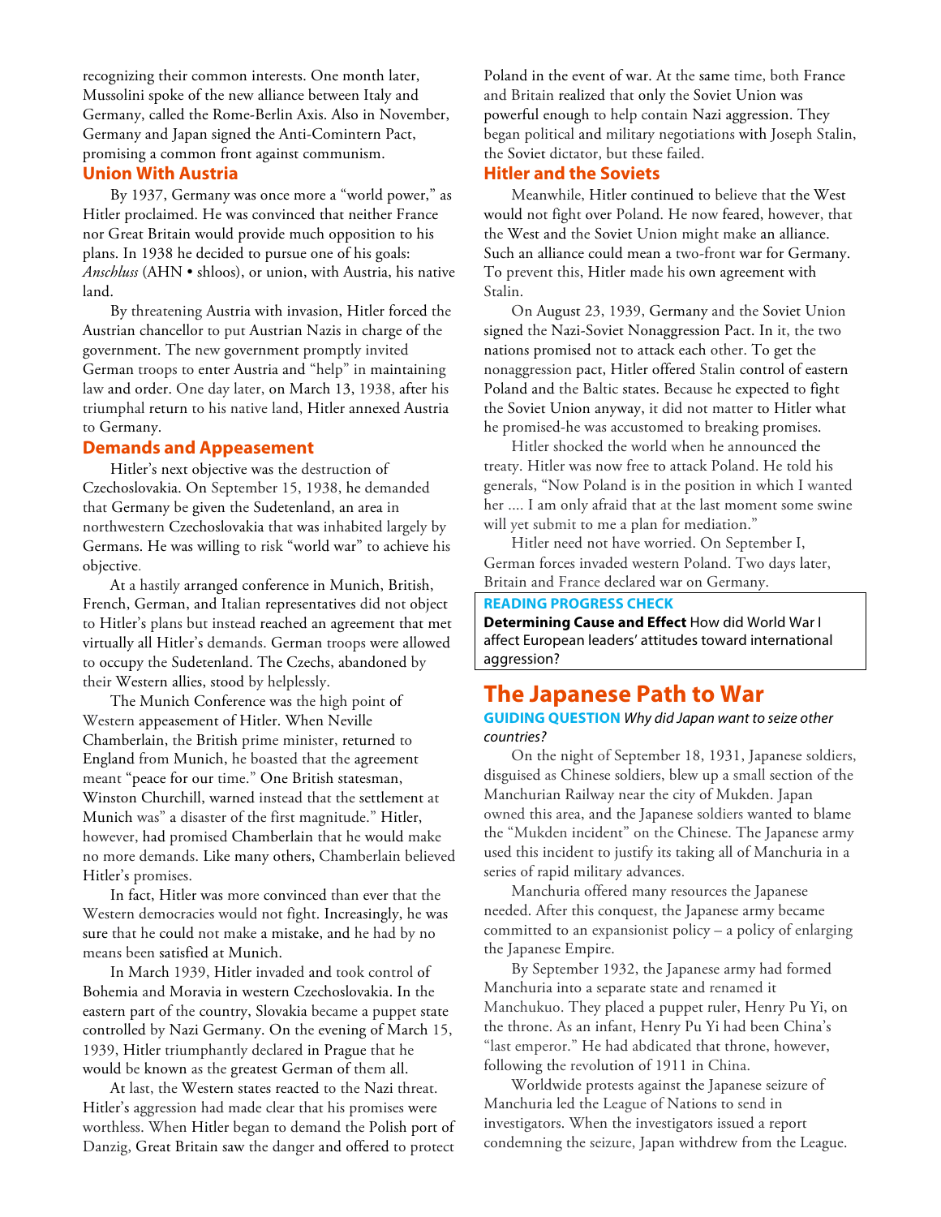recognizing their common interests. One month later, Mussolini spoke of the new alliance between Italy and Germany, called the Rome-Berlin Axis. Also in November, Germany and Japan signed the Anti-Comintern Pact, promising a common front against communism.

### Union With Austria

By 1937, Germany was once more a "world power," as Hitler proclaimed. He was convinced that neither France nor Great Britain would provide much opposition to his plans. In 1938 he decided to pursue one of his goals: *Anschluss* (AHN • shloos), or union, with Austria, his native land.

By threatening Austria with invasion, Hitler forced the Austrian chancellor to put Austrian Nazis in charge of the government. The new government promptly invited German troops to enter Austria and "help" in maintaining law and order. One day later, on March 13, 1938, after his triumphal return to his native land, Hitler annexed Austria to Germany.

### Demands and Appeasement

Hitler's next objective was the destruction of Czechoslovakia. On September 15, 1938, he demanded that Germany be given the Sudetenland, an area in northwestern Czechoslovakia that was inhabited largely by Germans. He was willing to risk "world war" to achieve his objective.

At a hastily arranged conference in Munich, British, French, German, and Italian representatives did not object to Hitler's plans but instead reached an agreement that met virtually all Hitler's demands. German troops were allowed to occupy the Sudetenland. The Czechs, abandoned by their Western allies, stood by helplessly.

The Munich Conference was the high point of Western appeasement of Hitler. When Neville Chamberlain, the British prime minister, returned to England from Munich, he boasted that the agreement meant "peace for our time." One British statesman, Winston Churchill, warned instead that the settlement at Munich was" a disaster of the first magnitude." Hitler, however, had promised Chamberlain that he would make no more demands. Like many others, Chamberlain believed Hitler's promises.

In fact, Hitler was more convinced than ever that the Western democracies would not fight. Increasingly, he was sure that he could not make a mistake, and he had by no means been satisfied at Munich.

In March 1939, Hitler invaded and took control of Bohemia and Moravia in western Czechoslovakia. In the eastern part of the country, Slovakia became a puppet state controlled by Nazi Germany. On the evening of March 15, 1939, Hitler triumphantly declared in Prague that he would be known as the greatest German of them all.

At last, the Western states reacted to the Nazi threat. Hitler's aggression had made clear that his promises were worthless. When Hitler began to demand the Polish port of Danzig, Great Britain saw the danger and offered to protect Poland in the event of war. At the same time, both France and Britain realized that only the Soviet Union was powerful enough to help contain Nazi aggression. They began political and military negotiations with Joseph Stalin, the Soviet dictator, but these failed.

### Hitler and the Soviets

Meanwhile, Hitler continued to believe that the West would not fight over Poland. He now feared, however, that the West and the Soviet Union might make an alliance. Such an alliance could mean a two-front war for Germany. To prevent this, Hitler made his own agreement with Stalin.

On August 23, 1939, Germany and the Soviet Union signed the Nazi-Soviet Nonaggression Pact. In it, the two nations promised not to attack each other. To get the nonaggression pact, Hitler offered Stalin control of eastern Poland and the Baltic states. Because he expected to fight the Soviet Union anyway, it did not matter to Hitler what he promised-he was accustomed to breaking promises.

Hitler shocked the world when he announced the treaty. Hitler was now free to attack Poland. He told his generals, "Now Poland is in the position in which I wanted her .... I am only afraid that at the last moment some swine will yet submit to me a plan for mediation."

Hitler need not have worried. On September I, German forces invaded western Poland. Two days later, Britain and France declared war on Germany.

**READING PROGRESS CHECK**

**Determining Cause and Effect** How did World War I affect European leaders' attitudes toward international aggression?

## The Japanese Path to War

**GUIDING QUESTION** *Why did Japan want to seize other countries?*

On the night of September 18, 1931, Japanese soldiers, disguised as Chinese soldiers, blew up a small section of the Manchurian Railway near the city of Mukden. Japan owned this area, and the Japanese soldiers wanted to blame the "Mukden incident" on the Chinese. The Japanese army used this incident to justify its taking all of Manchuria in a series of rapid military advances.

Manchuria offered many resources the Japanese needed. After this conquest, the Japanese army became committed to an expansionist policy – a policy of enlarging the Japanese Empire.

By September 1932, the Japanese army had formed Manchuria into a separate state and renamed it Manchukuo. They placed a puppet ruler, Henry Pu Yi, on the throne. As an infant, Henry Pu Yi had been China's "last emperor." He had abdicated that throne, however, following the revolution of 1911 in China.

Worldwide protests against the Japanese seizure of Manchuria led the League of Nations to send in investigators. When the investigators issued a report condemning the seizure, Japan withdrew from the League.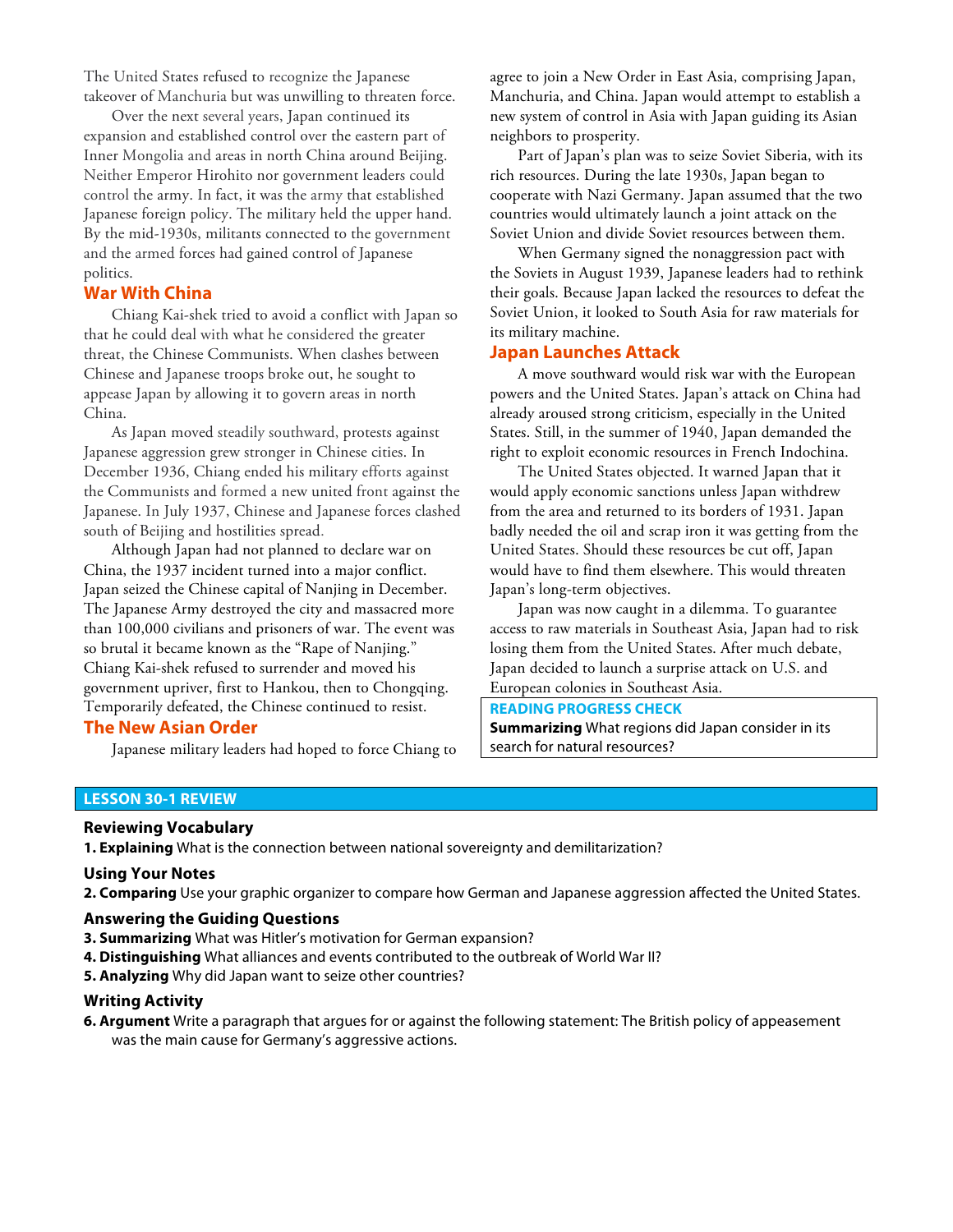The United States refused to recognize the Japanese takeover of Manchuria but was unwilling to threaten force.

Over the next several years, Japan continued its expansion and established control over the eastern part of Inner Mongolia and areas in north China around Beijing. Neither Emperor Hirohito nor government leaders could control the army. In fact, it was the army that established Japanese foreign policy. The military held the upper hand. By the mid-1930s, militants connected to the government and the armed forces had gained control of Japanese politics.

## War With China

Chiang Kai-shek tried to avoid a conflict with Japan so that he could deal with what he considered the greater threat, the Chinese Communists. When clashes between Chinese and Japanese troops broke out, he sought to appease Japan by allowing it to govern areas in north China.

As Japan moved steadily southward, protests against Japanese aggression grew stronger in Chinese cities. In December 1936, Chiang ended his military efforts against the Communists and formed a new united front against the Japanese. In July 1937, Chinese and Japanese forces clashed south of Beijing and hostilities spread.

Although Japan had not planned to declare war on China, the 1937 incident turned into a major conflict. Japan seized the Chinese capital of Nanjing in December. The Japanese Army destroyed the city and massacred more than 100,000 civilians and prisoners of war. The event was so brutal it became known as the "Rape of Nanjing." Chiang Kai-shek refused to surrender and moved his government upriver, first to Hankou, then to Chongqing. Temporarily defeated, the Chinese continued to resist.

## The New Asian Order

Japanese military leaders had hoped to force Chiang to agree to join a New Order in East Asia, comprising Japan, Manchuria, and China. Japan would attempt to establish a new system of control in Asia with Japan guiding its Asian neighbors to prosperity.

Part of Japan's plan was to seize Soviet Siberia, with its rich resources. During the late 1930s, Japan began to cooperate with Nazi Germany. Japan assumed that the two countries would ultimately launch a joint attack on the Soviet Union and divide Soviet resources between them.

When Germany signed the nonaggression pact with the Soviets in August 1939, Japanese leaders had to rethink their goals. Because Japan lacked the resources to defeat the Soviet Union, it looked to South Asia for raw materials for its military machine.

## Japan Launches Attack

A move southward would risk war with the European powers and the United States. Japan's attack on China had already aroused strong criticism, especially in the United States. Still, in the summer of 1940, Japan demanded the right to exploit economic resources in French Indochina.

The United States objected. It warned Japan that it would apply economic sanctions unless Japan withdrew from the area and returned to its borders of 1931. Japan badly needed the oil and scrap iron it was getting from the United States. Should these resources be cut off, Japan would have to find them elsewhere. This would threaten Japan's long-term objectives.

Japan was now caught in a dilemma. To guarantee access to raw materials in Southeast Asia, Japan had to risk losing them from the United States. After much debate, Japan decided to launch a surprise attack on U.S. and European colonies in Southeast Asia.

**READING PROGRESS CHECK**

**Summarizing** What regions did Japan consider in its search for natural resources?

## LESSON 30-1 REVIEW

### Reviewing Vocabulary

**1. Explaining** What is the connection between national sovereignty and demilitarization?

### Using Your Notes

**2. Comparing** Use your graphic organizer to compare how German and Japanese aggression affected the United States.

### Answering the Guiding Questions

**3. Summarizing** What was Hitler's motivation for German expansion?

**4. Distinguishing** What alliances and events contributed to the outbreak of World War II?

**5. Analyzing** Why did Japan want to seize other countries?

### Writing Activity

**6. Argument** Write a paragraph that argues for or against the following statement: The British policy of appeasement was the main cause for Germany's aggressive actions.